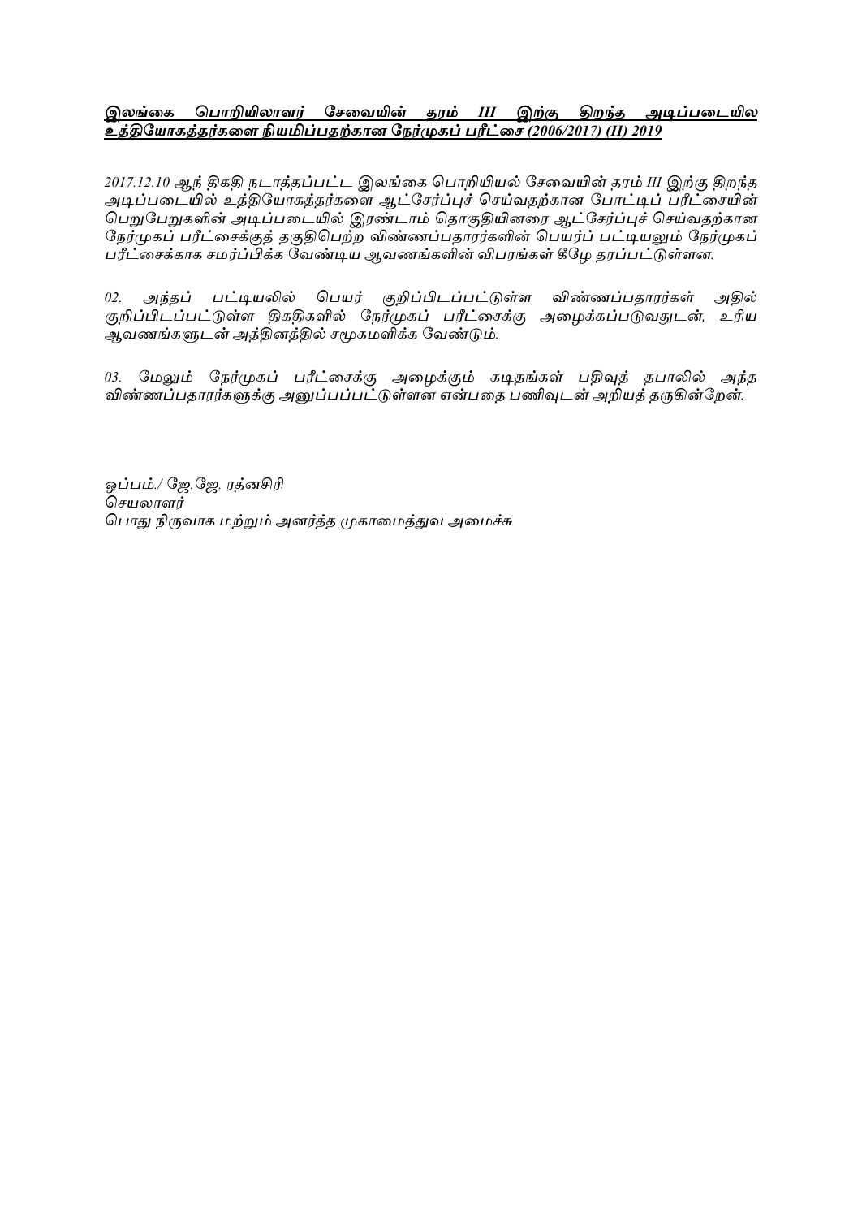**<u>இலங்கை பொறியிலாளர் சேவையின் தரம் III இற்கு திறந்த அடிப்படையில உத்தியோகத்தர்களை நியமிப்பதற்கான நேர்முகப் பரீட்சை (2006/2017) (II) 2019</u>**

*2017.12.10 ஆந் திகதி நடாத்தப்பட்ட இலங்கை பொறியியல் சேவையின் தரம் III இற்கு திறந்த அடிப்படையில் உத்தியோகத்தர்களை ஆட்சேர்ப்புச் செய்வதற்கான போட்டிப் பரீட்சையின் பெறுபேறுகளின் அடிப்படையில் இரண்டாம் தொகுதியினரை ஆட்சேர்ப்புச் செய்வதற்கான நேர்முகப் பரீட்சைக்குத் தகுதிபெற்ற விண்ணப்பதாரர்களின் பெயர்ப் பட்டியலும் நேர்முகப் பரீட்சைக்காக சமர்ப்பிக்க வேண்டிய ஆவணங்களின் விபரங்கள் கீழே தரப்பட்டுள்ளன.*

*02. அந்தப் பட்டியலில் பெயர் குறிப்பிடப்பட்டுள்ள விண்ணப்பதாரர்கள் அதில் குறிப்பிடப்பட்டுள்ள திகதிகளில் நேர்முகப் பரீட்சைக்கு அழைக்கப்படுவதுடன், உரிய ஆவணங்களுடன் அத்தினத்தில் சமூகமளிக்க வேண்டும்.*

*03. மேலும் நேர்முகப் பரீட்சைக்கு அழைக்கும் கடிதங்கள் பதிவுத் தபாலில் அந்த விண்ணப்பதாரர்களுக்கு அனுப்பப்பட்டுள்ளன என்பதை பணிவுடன் அறியத் தருகின்றேன்.*

*ஒப்பம்./ ஜே.ஜே. ரத்னசிரி*
*செயலாளர்*
*பொது நிருவாக மற்றும் அனர்த்த முகாமைத்துவ அமைச்சு*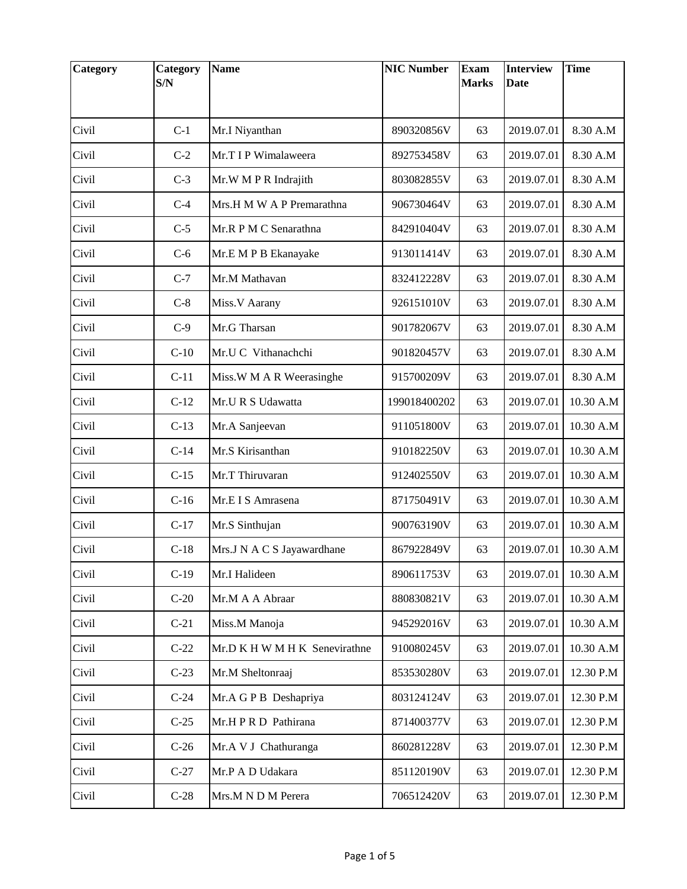| Category | Category S/N | Name | NIC Number | Exam Marks | Interview Date | Time |
|---|---|---|---|---|---|---|
| Civil | C-1 | Mr.I Niyanthan | 890320856V | 63 | 2019.07.01 | 8.30 A.M |
| Civil | C-2 | Mr.T I P Wimalaweera | 892753458V | 63 | 2019.07.01 | 8.30 A.M |
| Civil | C-3 | Mr.W M P R Indrajith | 803082855V | 63 | 2019.07.01 | 8.30 A.M |
| Civil | C-4 | Mrs.H M W A P Premarathna | 906730464V | 63 | 2019.07.01 | 8.30 A.M |
| Civil | C-5 | Mr.R P M C Senarathna | 842910404V | 63 | 2019.07.01 | 8.30 A.M |
| Civil | C-6 | Mr.E M P B Ekanayake | 913011414V | 63 | 2019.07.01 | 8.30 A.M |
| Civil | C-7 | Mr.M Mathavan | 832412228V | 63 | 2019.07.01 | 8.30 A.M |
| Civil | C-8 | Miss.V Aarany | 926151010V | 63 | 2019.07.01 | 8.30 A.M |
| Civil | C-9 | Mr.G Tharsan | 901782067V | 63 | 2019.07.01 | 8.30 A.M |
| Civil | C-10 | Mr.U C Vithanachchi | 901820457V | 63 | 2019.07.01 | 8.30 A.M |
| Civil | C-11 | Miss.W M A R Weerasinghe | 915700209V | 63 | 2019.07.01 | 8.30 A.M |
| Civil | C-12 | Mr.U R S Udawatta | 199018400202 | 63 | 2019.07.01 | 10.30 A.M |
| Civil | C-13 | Mr.A Sanjeevan | 911051800V | 63 | 2019.07.01 | 10.30 A.M |
| Civil | C-14 | Mr.S Kirisanthan | 910182250V | 63 | 2019.07.01 | 10.30 A.M |
| Civil | C-15 | Mr.T Thiruvaran | 912402550V | 63 | 2019.07.01 | 10.30 A.M |
| Civil | C-16 | Mr.E I S Amrasena | 871750491V | 63 | 2019.07.01 | 10.30 A.M |
| Civil | C-17 | Mr.S Sinthujan | 900763190V | 63 | 2019.07.01 | 10.30 A.M |
| Civil | C-18 | Mrs.J N A C S Jayawardhane | 867922849V | 63 | 2019.07.01 | 10.30 A.M |
| Civil | C-19 | Mr.I Halideen | 890611753V | 63 | 2019.07.01 | 10.30 A.M |
| Civil | C-20 | Mr.M A A Abraar | 880830821V | 63 | 2019.07.01 | 10.30 A.M |
| Civil | C-21 | Miss.M Manoja | 945292016V | 63 | 2019.07.01 | 10.30 A.M |
| Civil | C-22 | Mr.D K H W M H K Senevirathne | 910080245V | 63 | 2019.07.01 | 10.30 A.M |
| Civil | C-23 | Mr.M Sheltonraaj | 853530280V | 63 | 2019.07.01 | 12.30 P.M |
| Civil | C-24 | Mr.A G P B Deshapriya | 803124124V | 63 | 2019.07.01 | 12.30 P.M |
| Civil | C-25 | Mr.H P R D Pathirana | 871400377V | 63 | 2019.07.01 | 12.30 P.M |
| Civil | C-26 | Mr.A V J Chathuranga | 860281228V | 63 | 2019.07.01 | 12.30 P.M |
| Civil | C-27 | Mr.P A D Udakara | 851120190V | 63 | 2019.07.01 | 12.30 P.M |
| Civil | C-28 | Mrs.M N D M Perera | 706512420V | 63 | 2019.07.01 | 12.30 P.M |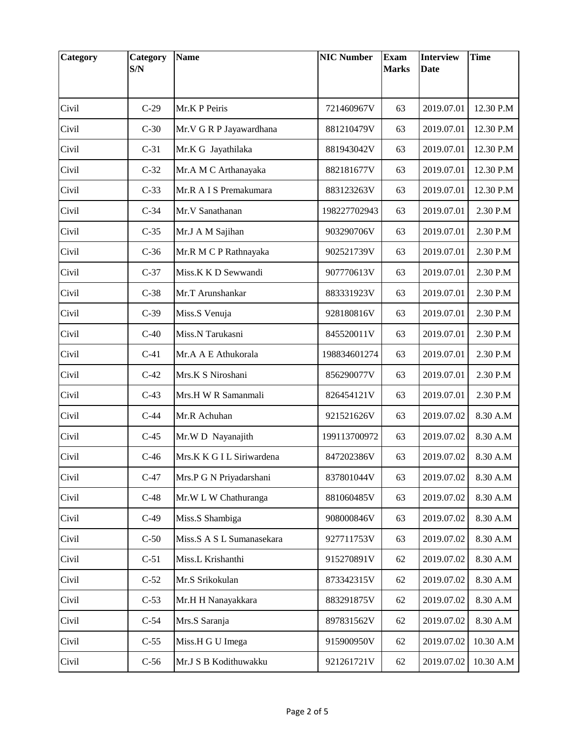| Category | Category S/N | Name | NIC Number | Exam Marks | Interview Date | Time |
|---|---|---|---|---|---|---|
| Civil | C-29 | Mr.K P Peiris | 721460967V | 63 | 2019.07.01 | 12.30 P.M |
| Civil | C-30 | Mr.V G R P Jayawardhana | 881210479V | 63 | 2019.07.01 | 12.30 P.M |
| Civil | C-31 | Mr.K G Jayathilaka | 881943042V | 63 | 2019.07.01 | 12.30 P.M |
| Civil | C-32 | Mr.A M C Arthanayaka | 882181677V | 63 | 2019.07.01 | 12.30 P.M |
| Civil | C-33 | Mr.R A I S Premakumara | 883123263V | 63 | 2019.07.01 | 12.30 P.M |
| Civil | C-34 | Mr.V Sanathanan | 198227702943 | 63 | 2019.07.01 | 2.30 P.M |
| Civil | C-35 | Mr.J A M Sajihan | 903290706V | 63 | 2019.07.01 | 2.30 P.M |
| Civil | C-36 | Mr.R M C P Rathnayaka | 902521739V | 63 | 2019.07.01 | 2.30 P.M |
| Civil | C-37 | Miss.K K D Sewwandi | 907770613V | 63 | 2019.07.01 | 2.30 P.M |
| Civil | C-38 | Mr.T Arunshankar | 883331923V | 63 | 2019.07.01 | 2.30 P.M |
| Civil | C-39 | Miss.S Venuja | 928180816V | 63 | 2019.07.01 | 2.30 P.M |
| Civil | C-40 | Miss.N Tarukasni | 845520011V | 63 | 2019.07.01 | 2.30 P.M |
| Civil | C-41 | Mr.A A E Athukorala | 198834601274 | 63 | 2019.07.01 | 2.30 P.M |
| Civil | C-42 | Mrs.K S Niroshani | 856290077V | 63 | 2019.07.01 | 2.30 P.M |
| Civil | C-43 | Mrs.H W R Samanmali | 826454121V | 63 | 2019.07.01 | 2.30 P.M |
| Civil | C-44 | Mr.R Achuhan | 921521626V | 63 | 2019.07.02 | 8.30 A.M |
| Civil | C-45 | Mr.W D Nayanajith | 199113700972 | 63 | 2019.07.02 | 8.30 A.M |
| Civil | C-46 | Mrs.K K G I L Siriwardena | 847202386V | 63 | 2019.07.02 | 8.30 A.M |
| Civil | C-47 | Mrs.P G N Priyadarshani | 837801044V | 63 | 2019.07.02 | 8.30 A.M |
| Civil | C-48 | Mr.W L W Chathuranga | 881060485V | 63 | 2019.07.02 | 8.30 A.M |
| Civil | C-49 | Miss.S Shambiga | 908000846V | 63 | 2019.07.02 | 8.30 A.M |
| Civil | C-50 | Miss.S A S L Sumanasekara | 927711753V | 63 | 2019.07.02 | 8.30 A.M |
| Civil | C-51 | Miss.L Krishanthi | 915270891V | 62 | 2019.07.02 | 8.30 A.M |
| Civil | C-52 | Mr.S Srikokulan | 873342315V | 62 | 2019.07.02 | 8.30 A.M |
| Civil | C-53 | Mr.H H Nanayakkara | 883291875V | 62 | 2019.07.02 | 8.30 A.M |
| Civil | C-54 | Mrs.S Saranja | 897831562V | 62 | 2019.07.02 | 8.30 A.M |
| Civil | C-55 | Miss.H G U Imega | 915900950V | 62 | 2019.07.02 | 10.30 A.M |
| Civil | C-56 | Mr.J S B Kodithuwakku | 921261721V | 62 | 2019.07.02 | 10.30 A.M |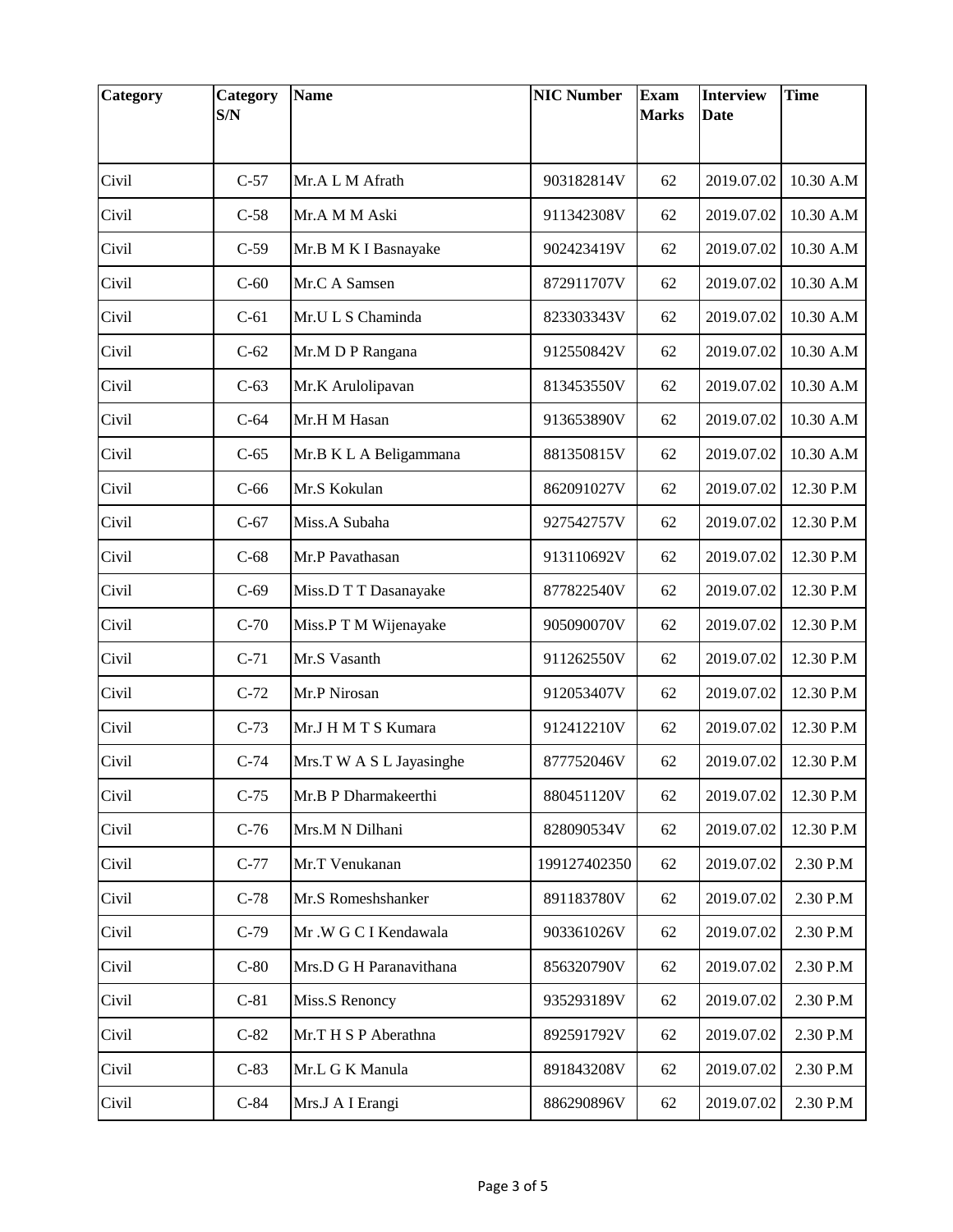| Category | Category S/N | Name | NIC Number | Exam Marks | Interview Date | Time |
|---|---|---|---|---|---|---|
| Civil | C-57 | Mr.A L M Afrath | 903182814V | 62 | 2019.07.02 | 10.30 A.M |
| Civil | C-58 | Mr.A M M Aski | 911342308V | 62 | 2019.07.02 | 10.30 A.M |
| Civil | C-59 | Mr.B M K I Basnayake | 902423419V | 62 | 2019.07.02 | 10.30 A.M |
| Civil | C-60 | Mr.C A Samsen | 872911707V | 62 | 2019.07.02 | 10.30 A.M |
| Civil | C-61 | Mr.U L S Chaminda | 823303343V | 62 | 2019.07.02 | 10.30 A.M |
| Civil | C-62 | Mr.M D P Rangana | 912550842V | 62 | 2019.07.02 | 10.30 A.M |
| Civil | C-63 | Mr.K Arulolipavan | 813453550V | 62 | 2019.07.02 | 10.30 A.M |
| Civil | C-64 | Mr.H M Hasan | 913653890V | 62 | 2019.07.02 | 10.30 A.M |
| Civil | C-65 | Mr.B K L A Beligammana | 881350815V | 62 | 2019.07.02 | 10.30 A.M |
| Civil | C-66 | Mr.S Kokulan | 862091027V | 62 | 2019.07.02 | 12.30 P.M |
| Civil | C-67 | Miss.A Subaha | 927542757V | 62 | 2019.07.02 | 12.30 P.M |
| Civil | C-68 | Mr.P Pavathasan | 913110692V | 62 | 2019.07.02 | 12.30 P.M |
| Civil | C-69 | Miss.D T T Dasanayake | 877822540V | 62 | 2019.07.02 | 12.30 P.M |
| Civil | C-70 | Miss.P T M Wijenayake | 905090070V | 62 | 2019.07.02 | 12.30 P.M |
| Civil | C-71 | Mr.S Vasanth | 911262550V | 62 | 2019.07.02 | 12.30 P.M |
| Civil | C-72 | Mr.P Nirosan | 912053407V | 62 | 2019.07.02 | 12.30 P.M |
| Civil | C-73 | Mr.J H M T S Kumara | 912412210V | 62 | 2019.07.02 | 12.30 P.M |
| Civil | C-74 | Mrs.T W A S L Jayasinghe | 877752046V | 62 | 2019.07.02 | 12.30 P.M |
| Civil | C-75 | Mr.B P Dharmakeerthi | 880451120V | 62 | 2019.07.02 | 12.30 P.M |
| Civil | C-76 | Mrs.M N Dilhani | 828090534V | 62 | 2019.07.02 | 12.30 P.M |
| Civil | C-77 | Mr.T Venukanan | 199127402350 | 62 | 2019.07.02 | 2.30 P.M |
| Civil | C-78 | Mr.S Romeshshanker | 891183780V | 62 | 2019.07.02 | 2.30 P.M |
| Civil | C-79 | Mr .W G C I Kendawala | 903361026V | 62 | 2019.07.02 | 2.30 P.M |
| Civil | C-80 | Mrs.D G H Paranavithana | 856320790V | 62 | 2019.07.02 | 2.30 P.M |
| Civil | C-81 | Miss.S Renoncy | 935293189V | 62 | 2019.07.02 | 2.30 P.M |
| Civil | C-82 | Mr.T H S P Aberathna | 892591792V | 62 | 2019.07.02 | 2.30 P.M |
| Civil | C-83 | Mr.L G K Manula | 891843208V | 62 | 2019.07.02 | 2.30 P.M |
| Civil | C-84 | Mrs.J A I Erangi | 886290896V | 62 | 2019.07.02 | 2.30 P.M |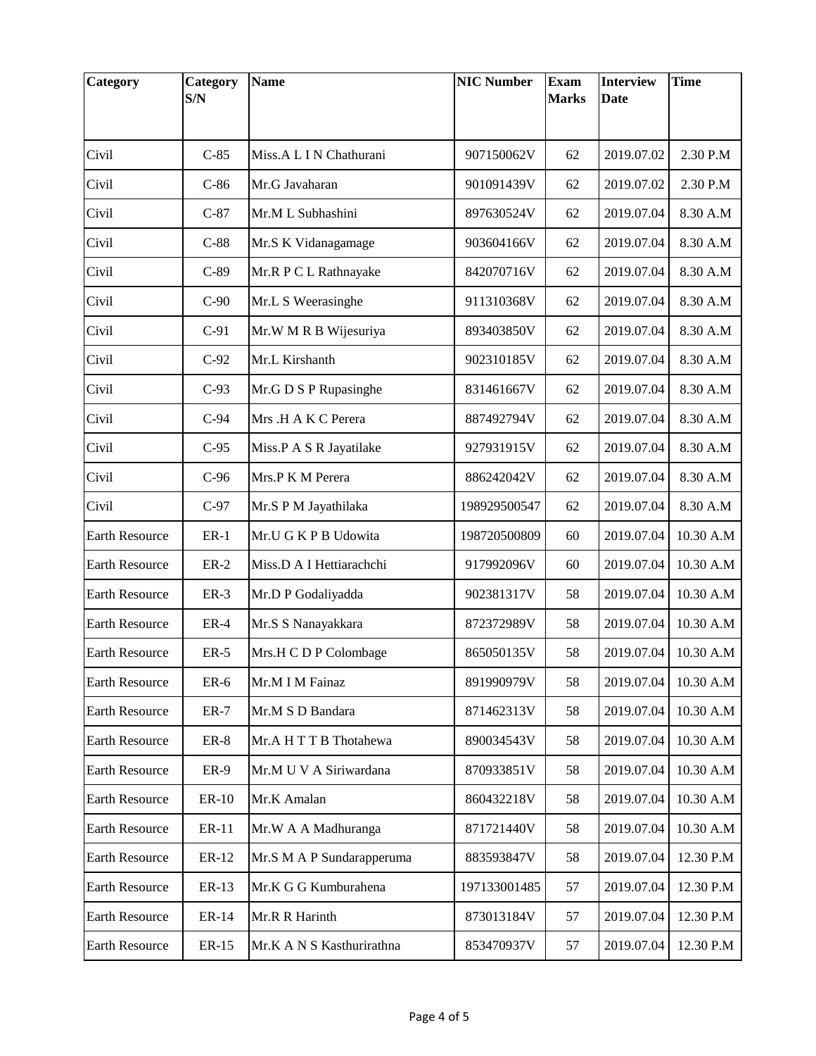| Category | Category S/N | Name | NIC Number | Exam Marks | Interview Date | Time |
|---|---|---|---|---|---|---|
| Civil | C-85 | Miss.A L I N Chathurani | 907150062V | 62 | 2019.07.02 | 2.30 P.M |
| Civil | C-86 | Mr.G Javaharan | 901091439V | 62 | 2019.07.02 | 2.30 P.M |
| Civil | C-87 | Mr.M L Subhashini | 897630524V | 62 | 2019.07.04 | 8.30 A.M |
| Civil | C-88 | Mr.S K Vidanagamage | 903604166V | 62 | 2019.07.04 | 8.30 A.M |
| Civil | C-89 | Mr.R P C L Rathnayake | 842070716V | 62 | 2019.07.04 | 8.30 A.M |
| Civil | C-90 | Mr.L S Weerasinghe | 911310368V | 62 | 2019.07.04 | 8.30 A.M |
| Civil | C-91 | Mr.W M R B Wijesuriya | 893403850V | 62 | 2019.07.04 | 8.30 A.M |
| Civil | C-92 | Mr.L Kirshanth | 902310185V | 62 | 2019.07.04 | 8.30 A.M |
| Civil | C-93 | Mr.G D S P Rupasinghe | 831461667V | 62 | 2019.07.04 | 8.30 A.M |
| Civil | C-94 | Mrs .H A K C Perera | 887492794V | 62 | 2019.07.04 | 8.30 A.M |
| Civil | C-95 | Miss.P A S R Jayatilake | 927931915V | 62 | 2019.07.04 | 8.30 A.M |
| Civil | C-96 | Mrs.P K M Perera | 886242042V | 62 | 2019.07.04 | 8.30 A.M |
| Civil | C-97 | Mr.S P M Jayathilaka | 198929500547 | 62 | 2019.07.04 | 8.30 A.M |
| Earth Resource | ER-1 | Mr.U G K P B Udowita | 198720500809 | 60 | 2019.07.04 | 10.30 A.M |
| Earth Resource | ER-2 | Miss.D A I Hettiarachchi | 917992096V | 60 | 2019.07.04 | 10.30 A.M |
| Earth Resource | ER-3 | Mr.D P Godaliyadda | 902381317V | 58 | 2019.07.04 | 10.30 A.M |
| Earth Resource | ER-4 | Mr.S S Nanayakkara | 872372989V | 58 | 2019.07.04 | 10.30 A.M |
| Earth Resource | ER-5 | Mrs.H C D P Colombage | 865050135V | 58 | 2019.07.04 | 10.30 A.M |
| Earth Resource | ER-6 | Mr.M I M Fainaz | 891990979V | 58 | 2019.07.04 | 10.30 A.M |
| Earth Resource | ER-7 | Mr.M S D Bandara | 871462313V | 58 | 2019.07.04 | 10.30 A.M |
| Earth Resource | ER-8 | Mr.A H T T B Thotahewa | 890034543V | 58 | 2019.07.04 | 10.30 A.M |
| Earth Resource | ER-9 | Mr.M U V A Siriwardana | 870933851V | 58 | 2019.07.04 | 10.30 A.M |
| Earth Resource | ER-10 | Mr.K Amalan | 860432218V | 58 | 2019.07.04 | 10.30 A.M |
| Earth Resource | ER-11 | Mr.W A A Madhuranga | 871721440V | 58 | 2019.07.04 | 10.30 A.M |
| Earth Resource | ER-12 | Mr.S M A P Sundarapperuma | 883593847V | 58 | 2019.07.04 | 12.30 P.M |
| Earth Resource | ER-13 | Mr.K G G Kumburahena | 197133001485 | 57 | 2019.07.04 | 12.30 P.M |
| Earth Resource | ER-14 | Mr.R R Harinth | 873013184V | 57 | 2019.07.04 | 12.30 P.M |
| Earth Resource | ER-15 | Mr.K A N S Kasthurirathna | 853470937V | 57 | 2019.07.04 | 12.30 P.M |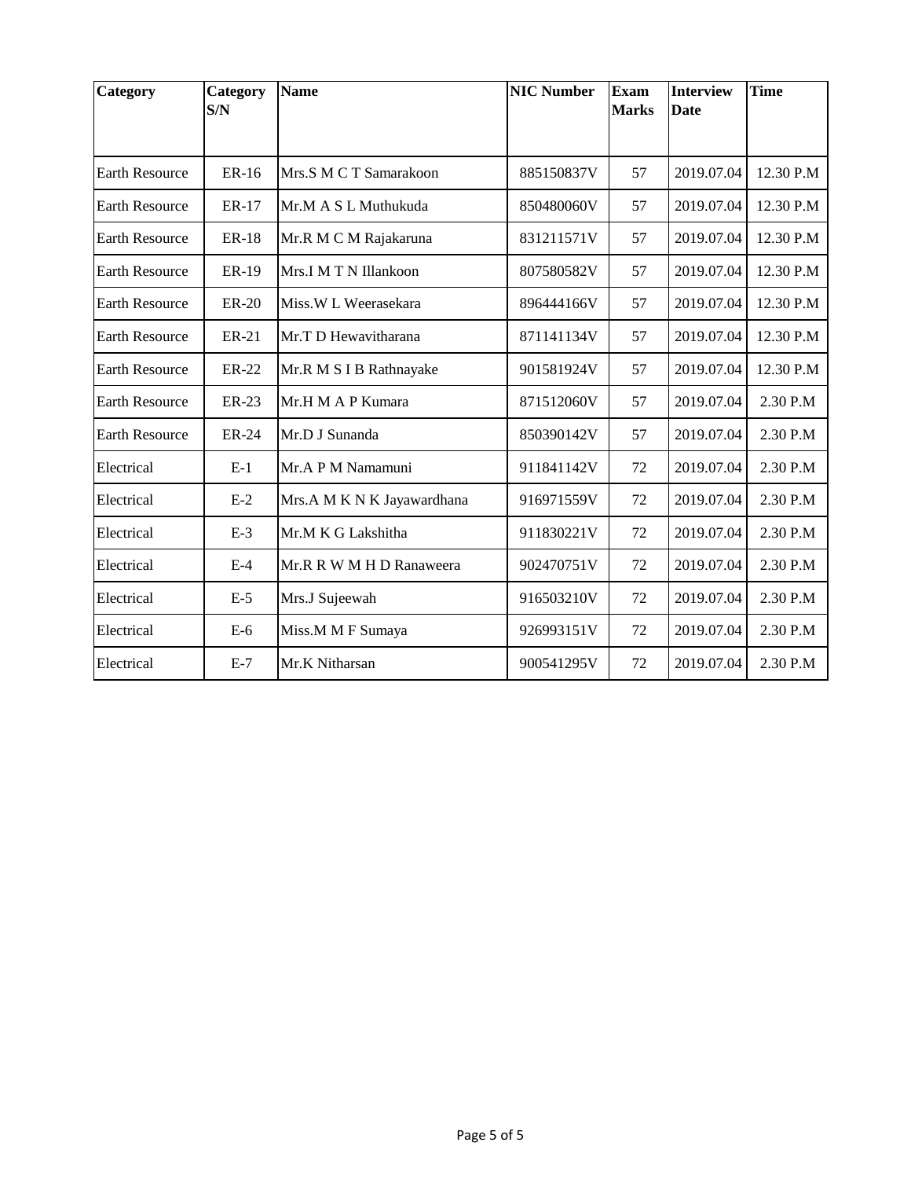| Category | Category S/N | Name | NIC Number | Exam Marks | Interview Date | Time |
|---|---|---|---|---|---|---|
| Earth Resource | ER-16 | Mrs.S M C T Samarakoon | 885150837V | 57 | 2019.07.04 | 12.30 P.M |
| Earth Resource | ER-17 | Mr.M A S L Muthukuda | 850480060V | 57 | 2019.07.04 | 12.30 P.M |
| Earth Resource | ER-18 | Mr.R M C M Rajakaruna | 831211571V | 57 | 2019.07.04 | 12.30 P.M |
| Earth Resource | ER-19 | Mrs.I M T N Illankoon | 807580582V | 57 | 2019.07.04 | 12.30 P.M |
| Earth Resource | ER-20 | Miss.W L Weerasekara | 896444166V | 57 | 2019.07.04 | 12.30 P.M |
| Earth Resource | ER-21 | Mr.T D Hewavitharana | 871141134V | 57 | 2019.07.04 | 12.30 P.M |
| Earth Resource | ER-22 | Mr.R M S I B Rathnayake | 901581924V | 57 | 2019.07.04 | 12.30 P.M |
| Earth Resource | ER-23 | Mr.H M A P Kumara | 871512060V | 57 | 2019.07.04 | 2.30 P.M |
| Earth Resource | ER-24 | Mr.D J Sunanda | 850390142V | 57 | 2019.07.04 | 2.30 P.M |
| Electrical | E-1 | Mr.A P M Namamuni | 911841142V | 72 | 2019.07.04 | 2.30 P.M |
| Electrical | E-2 | Mrs.A M K N K Jayawardhana | 916971559V | 72 | 2019.07.04 | 2.30 P.M |
| Electrical | E-3 | Mr.M K G Lakshitha | 911830221V | 72 | 2019.07.04 | 2.30 P.M |
| Electrical | E-4 | Mr.R R W M H D Ranaweera | 902470751V | 72 | 2019.07.04 | 2.30 P.M |
| Electrical | E-5 | Mrs.J Sujeewah | 916503210V | 72 | 2019.07.04 | 2.30 P.M |
| Electrical | E-6 | Miss.M M F Sumaya | 926993151V | 72 | 2019.07.04 | 2.30 P.M |
| Electrical | E-7 | Mr.K Nitharsan | 900541295V | 72 | 2019.07.04 | 2.30 P.M |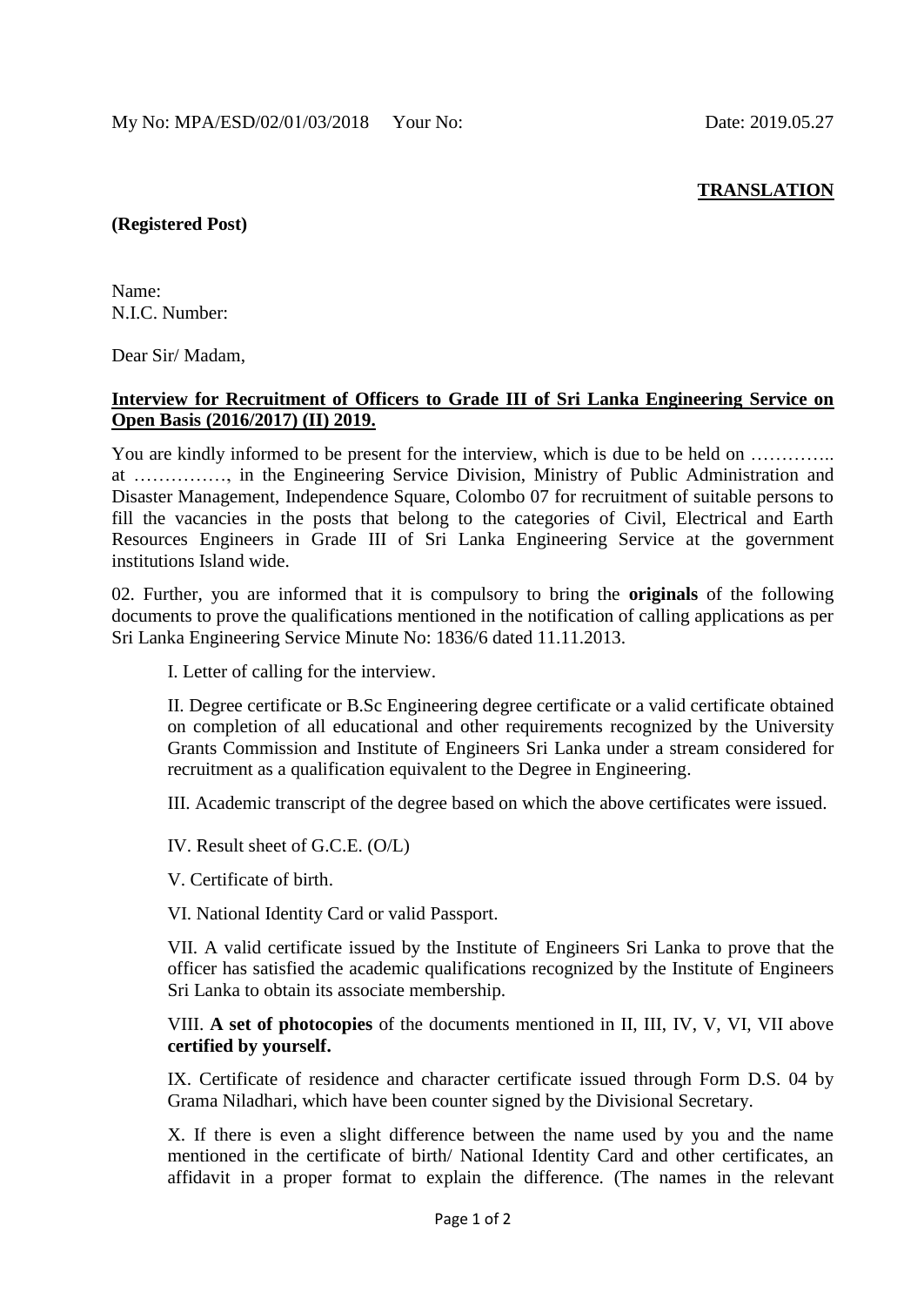My No: MPA/ESD/02/01/03/2018 Your No: Date: 2019.05.27

**TRANSLATION**

**(Registered Post)**

Name:
N.I.C. Number:

Dear Sir/ Madam,

**Interview for Recruitment of Officers to Grade III of Sri Lanka Engineering Service on Open Basis (2016/2017) (II) 2019.**

You are kindly informed to be present for the interview, which is due to be held on ………….. at ……………, in the Engineering Service Division, Ministry of Public Administration and Disaster Management, Independence Square, Colombo 07 for recruitment of suitable persons to fill the vacancies in the posts that belong to the categories of Civil, Electrical and Earth Resources Engineers in Grade III of Sri Lanka Engineering Service at the government institutions Island wide.

02. Further, you are informed that it is compulsory to bring the **originals** of the following documents to prove the qualifications mentioned in the notification of calling applications as per Sri Lanka Engineering Service Minute No: 1836/6 dated 11.11.2013.

I. Letter of calling for the interview.

II. Degree certificate or B.Sc Engineering degree certificate or a valid certificate obtained on completion of all educational and other requirements recognized by the University Grants Commission and Institute of Engineers Sri Lanka under a stream considered for recruitment as a qualification equivalent to the Degree in Engineering.

III. Academic transcript of the degree based on which the above certificates were issued.

IV. Result sheet of G.C.E. (O/L)

V. Certificate of birth.

VI. National Identity Card or valid Passport.

VII. A valid certificate issued by the Institute of Engineers Sri Lanka to prove that the officer has satisfied the academic qualifications recognized by the Institute of Engineers Sri Lanka to obtain its associate membership.

VIII. **A set of photocopies** of the documents mentioned in II, III, IV, V, VI, VII above **certified by yourself.**

IX. Certificate of residence and character certificate issued through Form D.S. 04 by Grama Niladhari, which have been counter signed by the Divisional Secretary.

X. If there is even a slight difference between the name used by you and the name mentioned in the certificate of birth/ National Identity Card and other certificates, an affidavit in a proper format to explain the difference. (The names in the relevant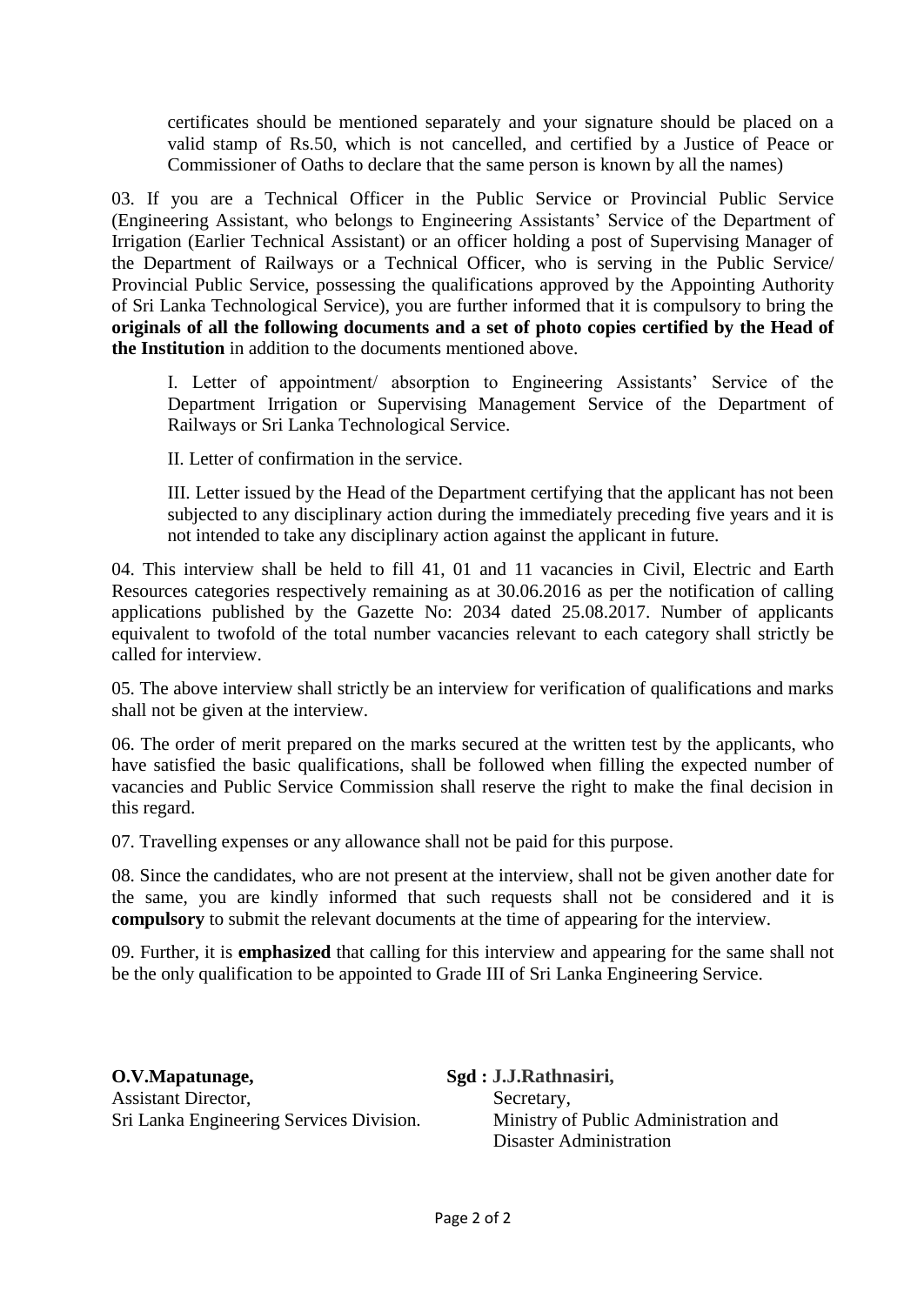certificates should be mentioned separately and your signature should be placed on a valid stamp of Rs.50, which is not cancelled, and certified by a Justice of Peace or Commissioner of Oaths to declare that the same person is known by all the names)

03. If you are a Technical Officer in the Public Service or Provincial Public Service (Engineering Assistant, who belongs to Engineering Assistants' Service of the Department of Irrigation (Earlier Technical Assistant) or an officer holding a post of Supervising Manager of the Department of Railways or a Technical Officer, who is serving in the Public Service/ Provincial Public Service, possessing the qualifications approved by the Appointing Authority of Sri Lanka Technological Service), you are further informed that it is compulsory to bring the **originals of all the following documents and a set of photo copies certified by the Head of the Institution** in addition to the documents mentioned above.

I. Letter of appointment/ absorption to Engineering Assistants' Service of the Department Irrigation or Supervising Management Service of the Department of Railways or Sri Lanka Technological Service.

II. Letter of confirmation in the service.

III. Letter issued by the Head of the Department certifying that the applicant has not been subjected to any disciplinary action during the immediately preceding five years and it is not intended to take any disciplinary action against the applicant in future.

04. This interview shall be held to fill 41, 01 and 11 vacancies in Civil, Electric and Earth Resources categories respectively remaining as at 30.06.2016 as per the notification of calling applications published by the Gazette No: 2034 dated 25.08.2017. Number of applicants equivalent to twofold of the total number vacancies relevant to each category shall strictly be called for interview.

05. The above interview shall strictly be an interview for verification of qualifications and marks shall not be given at the interview.

06. The order of merit prepared on the marks secured at the written test by the applicants, who have satisfied the basic qualifications, shall be followed when filling the expected number of vacancies and Public Service Commission shall reserve the right to make the final decision in this regard.

07. Travelling expenses or any allowance shall not be paid for this purpose.

08. Since the candidates, who are not present at the interview, shall not be given another date for the same, you are kindly informed that such requests shall not be considered and it is **compulsory** to submit the relevant documents at the time of appearing for the interview.

09. Further, it is **emphasized** that calling for this interview and appearing for the same shall not be the only qualification to be appointed to Grade III of Sri Lanka Engineering Service.

**O.V.Mapatunage,**
Assistant Director,
Sri Lanka Engineering Services Division.

**Sgd : J.J.Rathnasiri,**
Secretary,
Ministry of Public Administration and Disaster Administration